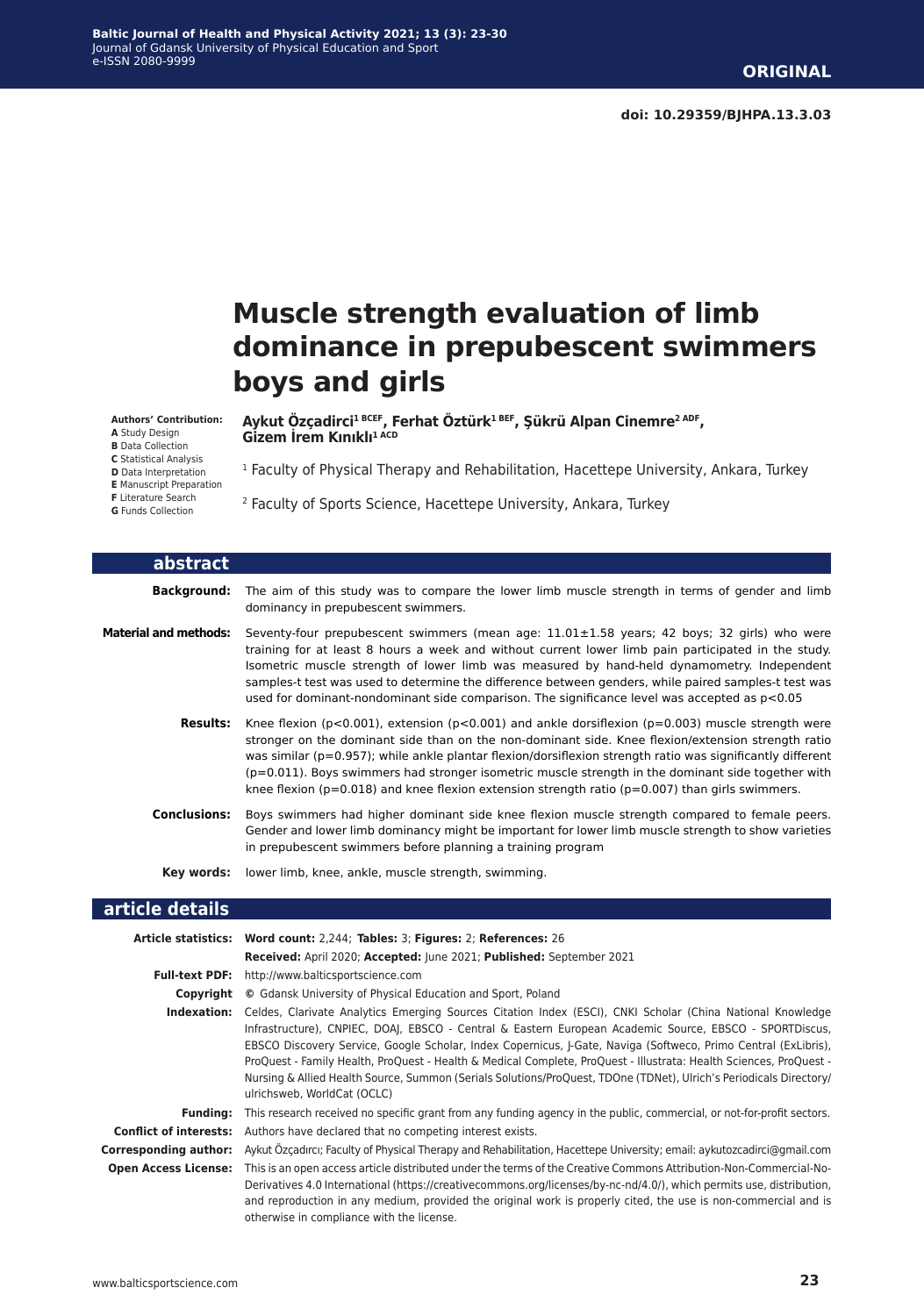**ORIGINAL**

**doi: 10.29359/BJHPA.13.3.03**

# Muscle strength evaluation of limb dominance in prepubescent swimmers boys and girls

**Authors' Contribution:**
**A** Study Design
**B** Data Collection
**C** Statistical Analysis
**D** Data Interpretation
**E** Manuscript Preparation
**F** Literature Search
**G** Funds Collection

**Aykut Özçadirci[1 BCEF], Ferhat Öztürk[1 BEF], Şükrü Alpan Cinemre[2 ADF], Gizem İrem Kınıklı[1 ACD]**

[1] Faculty of Physical Therapy and Rehabilitation, Hacettepe University, Ankara, Turkey

[2] Faculty of Sports Science, Hacettepe University, Ankara, Turkey

## abstract

**Background:** The aim of this study was to compare the lower limb muscle strength in terms of gender and limb dominancy in prepubescent swimmers.

**Material and methods:** Seventy-four prepubescent swimmers (mean age: 11.01±1.58 years; 42 boys; 32 girls) who were training for at least 8 hours a week and without current lower limb pain participated in the study. Isometric muscle strength of lower limb was measured by hand-held dynamometry. Independent samples-t test was used to determine the difference between genders, while paired samples-t test was used for dominant-nondominant side comparison. The significance level was accepted as $p<0.05$

**Results:** Knee flexion ($p<0.001$), extension ($p<0.001$) and ankle dorsiflexion ($p=0.003$) muscle strength were stronger on the dominant side than on the non-dominant side. Knee flexion/extension strength ratio was similar ($p=0.957$); while ankle plantar flexion/dorsiflexion strength ratio was significantly different ($p=0.011$). Boys swimmers had stronger isometric muscle strength in the dominant side together with knee flexion ($p=0.018$) and knee flexion extension strength ratio ($p=0.007$) than girls swimmers.

**Conclusions:** Boys swimmers had higher dominant side knee flexion muscle strength compared to female peers. Gender and lower limb dominancy might be important for lower limb muscle strength to show varieties in prepubescent swimmers before planning a training program

**Key words:** lower limb, knee, ankle, muscle strength, swimming.

## article details

**Article statistics:** **Word count:** 2,244; **Tables:** 3; **Figures:** 2; **References:** 26
**Received:** April 2020; **Accepted:** June 2021; **Published:** September 2021

**Full-text PDF:** http://www.balticsportscience.com

**Copyright** © Gdansk University of Physical Education and Sport, Poland

**Indexation:** Celdes, Clarivate Analytics Emerging Sources Citation Index (ESCI), CNKI Scholar (China National Knowledge Infrastructure), CNPIEC, DOAJ, EBSCO - Central & Eastern European Academic Source, EBSCO - SPORTDiscus, EBSCO Discovery Service, Google Scholar, Index Copernicus, J-Gate, Naviga (Softweco, Primo Central (ExLibris), ProQuest - Family Health, ProQuest - Health & Medical Complete, ProQuest - Illustrata: Health Sciences, ProQuest - Nursing & Allied Health Source, Summon (Serials Solutions/ProQuest, TDOne (TDNet), Ulrich's Periodicals Directory/ulrichsweb, WorldCat (OCLC)

**Funding:** This research received no specific grant from any funding agency in the public, commercial, or not-for-profit sectors.

**Conflict of interests:** Authors have declared that no competing interest exists.

**Corresponding author:** Aykut Özçadırcı; Faculty of Physical Therapy and Rehabilitation, Hacettepe University; email: aykutozcadirci@gmail.com

**Open Access License:** This is an open access article distributed under the terms of the Creative Commons Attribution-Non-Commercial-No-Derivatives 4.0 International (https://creativecommons.org/licenses/by-nc-nd/4.0/), which permits use, distribution, and reproduction in any medium, provided the original work is properly cited, the use is non-commercial and is otherwise in compliance with the license.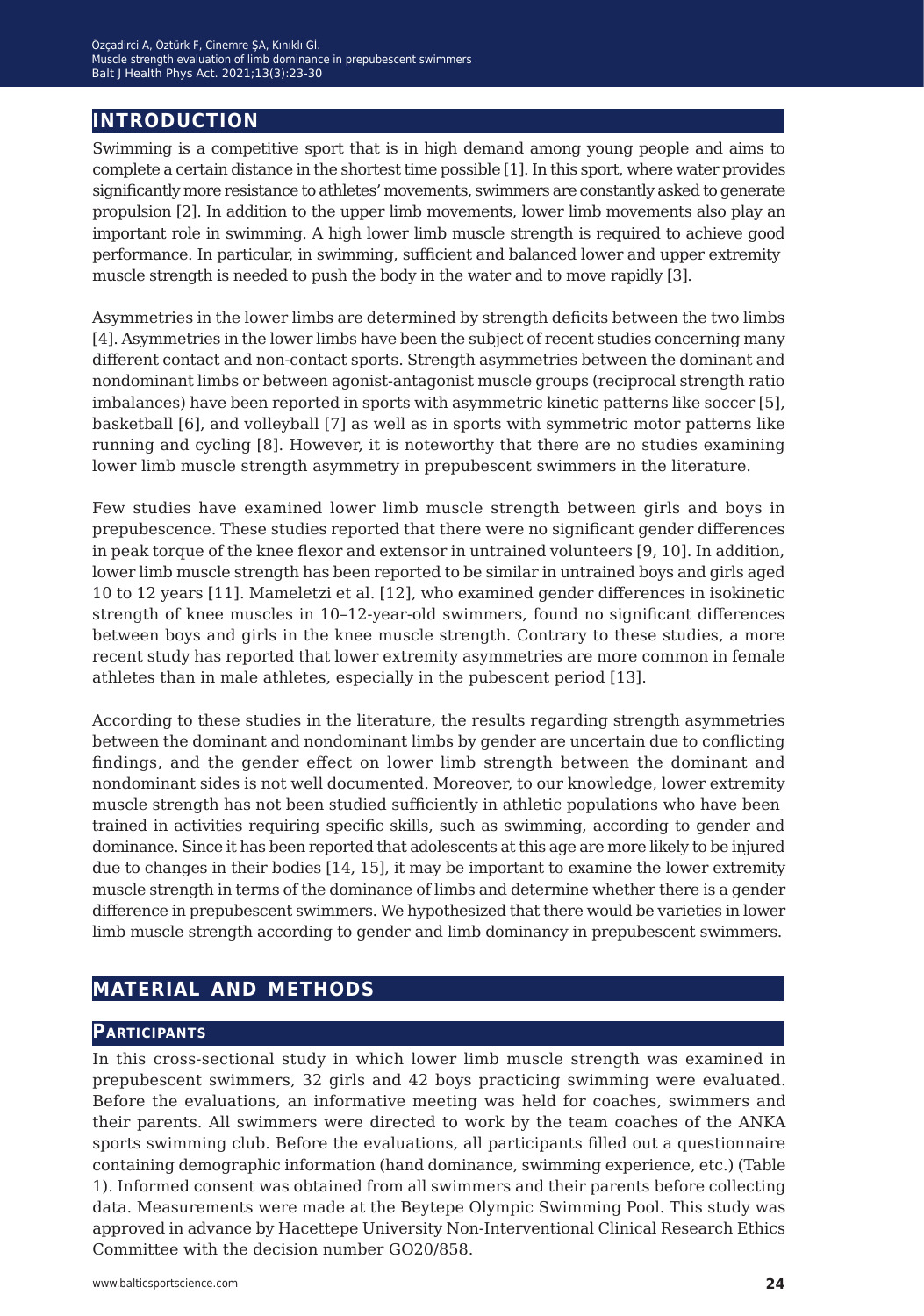## INTRODUCTION

Swimming is a competitive sport that is in high demand among young people and aims to complete a certain distance in the shortest time possible [1]. In this sport, where water provides significantly more resistance to athletes' movements, swimmers are constantly asked to generate propulsion [2]. In addition to the upper limb movements, lower limb movements also play an important role in swimming. A high lower limb muscle strength is required to achieve good performance. In particular, in swimming, sufficient and balanced lower and upper extremity muscle strength is needed to push the body in the water and to move rapidly [3].

Asymmetries in the lower limbs are determined by strength deficits between the two limbs [4]. Asymmetries in the lower limbs have been the subject of recent studies concerning many different contact and non-contact sports. Strength asymmetries between the dominant and nondominant limbs or between agonist-antagonist muscle groups (reciprocal strength ratio imbalances) have been reported in sports with asymmetric kinetic patterns like soccer [5], basketball [6], and volleyball [7] as well as in sports with symmetric motor patterns like running and cycling [8]. However, it is noteworthy that there are no studies examining lower limb muscle strength asymmetry in prepubescent swimmers in the literature.

Few studies have examined lower limb muscle strength between girls and boys in prepubescence. These studies reported that there were no significant gender differences in peak torque of the knee flexor and extensor in untrained volunteers [9, 10]. In addition, lower limb muscle strength has been reported to be similar in untrained boys and girls aged 10 to 12 years [11]. Mameletzi et al. [12], who examined gender differences in isokinetic strength of knee muscles in 10–12-year-old swimmers, found no significant differences between boys and girls in the knee muscle strength. Contrary to these studies, a more recent study has reported that lower extremity asymmetries are more common in female athletes than in male athletes, especially in the pubescent period [13].

According to these studies in the literature, the results regarding strength asymmetries between the dominant and nondominant limbs by gender are uncertain due to conflicting findings, and the gender effect on lower limb strength between the dominant and nondominant sides is not well documented. Moreover, to our knowledge, lower extremity muscle strength has not been studied sufficiently in athletic populations who have been trained in activities requiring specific skills, such as swimming, according to gender and dominance. Since it has been reported that adolescents at this age are more likely to be injured due to changes in their bodies [14, 15], it may be important to examine the lower extremity muscle strength in terms of the dominance of limbs and determine whether there is a gender difference in prepubescent swimmers. We hypothesized that there would be varieties in lower limb muscle strength according to gender and limb dominancy in prepubescent swimmers.

## MATERIAL AND METHODS

### Participants

In this cross-sectional study in which lower limb muscle strength was examined in prepubescent swimmers, 32 girls and 42 boys practicing swimming were evaluated. Before the evaluations, an informative meeting was held for coaches, swimmers and their parents. All swimmers were directed to work by the team coaches of the ANKA sports swimming club. Before the evaluations, all participants filled out a questionnaire containing demographic information (hand dominance, swimming experience, etc.) (Table 1). Informed consent was obtained from all swimmers and their parents before collecting data. Measurements were made at the Beytepe Olympic Swimming Pool. This study was approved in advance by Hacettepe University Non-Interventional Clinical Research Ethics Committee with the decision number GO20/858.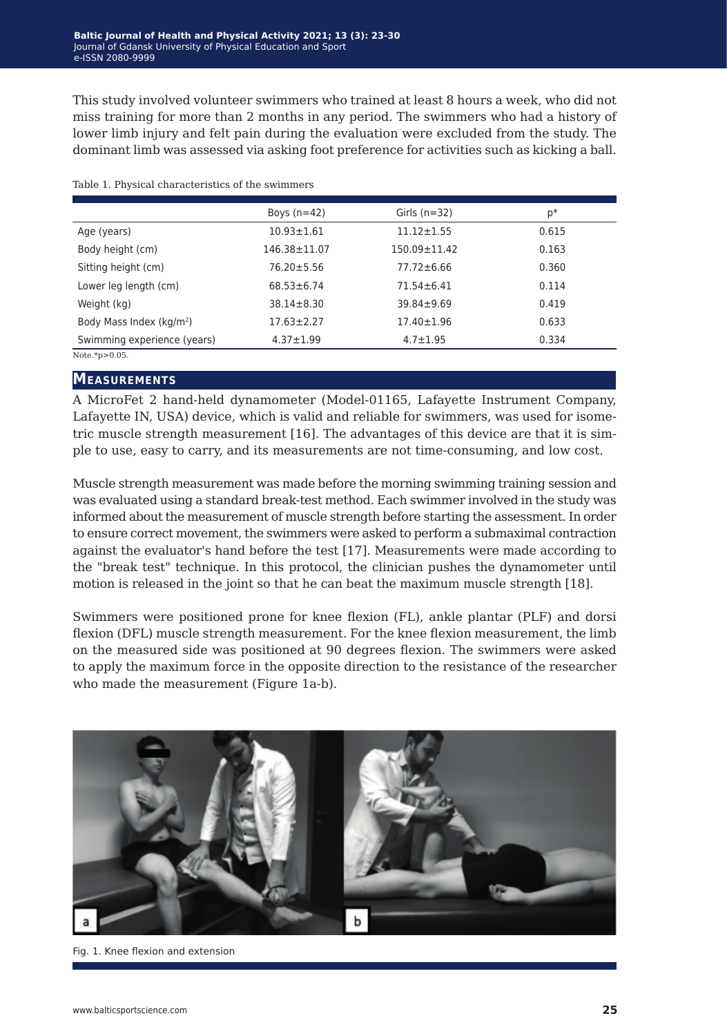This study involved volunteer swimmers who trained at least 8 hours a week, who did not miss training for more than 2 months in any period. The swimmers who had a history of lower limb injury and felt pain during the evaluation were excluded from the study. The dominant limb was assessed via asking foot preference for activities such as kicking a ball.

Table 1. Physical characteristics of the swimmers

| | Boys (n=42) | Girls (n=32) | p* |
|---|---|---|---|
| Age (years) | 10.93±1.61 | 11.12±1.55 | 0.615 |
| Body height (cm) | 146.38±11.07 | 150.09±11.42 | 0.163 |
| Sitting height (cm) | 76.20±5.56 | 77.72±6.66 | 0.360 |
| Lower leg length (cm) | 68.53±6.74 | 71.54±6.41 | 0.114 |
| Weight (kg) | 38.14±8.30 | 39.84±9.69 | 0.419 |
| Body Mass Index (kg/m$^2$) | 17.63±2.27 | 17.40±1.96 | 0.633 |
| Swimming experience (years) | 4.37±1.99 | 4.7±1.95 | 0.334 |

Note.*$p>0.05$.

## Measurements

A MicroFet 2 hand-held dynamometer (Model-01165, Lafayette Instrument Company, Lafayette IN, USA) device, which is valid and reliable for swimmers, was used for isometric muscle strength measurement [16]. The advantages of this device are that it is simple to use, easy to carry, and its measurements are not time-consuming, and low cost.

Muscle strength measurement was made before the morning swimming training session and was evaluated using a standard break-test method. Each swimmer involved in the study was informed about the measurement of muscle strength before starting the assessment. In order to ensure correct movement, the swimmers were asked to perform a submaximal contraction against the evaluator's hand before the test [17]. Measurements were made according to the "break test" technique. In this protocol, the clinician pushes the dynamometer until motion is released in the joint so that he can beat the maximum muscle strength [18].

Swimmers were positioned prone for knee flexion (FL), ankle plantar (PLF) and dorsi flexion (DFL) muscle strength measurement. For the knee flexion measurement, the limb on the measured side was positioned at 90 degrees flexion. The swimmers were asked to apply the maximum force in the opposite direction to the resistance of the researcher who made the measurement (Figure 1a-b).

Fig. 1. Knee flexion and extension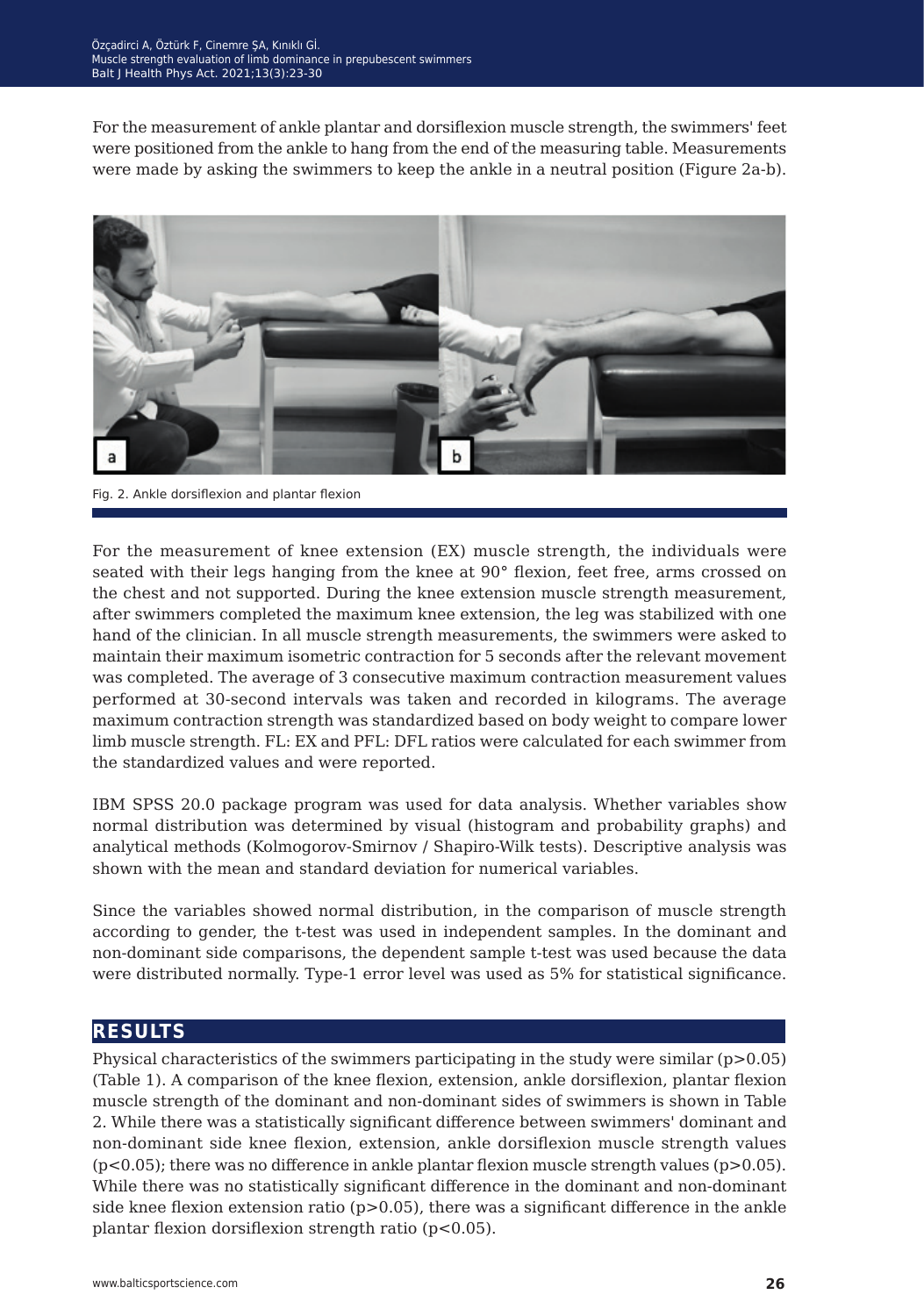For the measurement of ankle plantar and dorsiflexion muscle strength, the swimmers' feet were positioned from the ankle to hang from the end of the measuring table. Measurements were made by asking the swimmers to keep the ankle in a neutral position (Figure 2a-b).

Fig. 2. Ankle dorsiflexion and plantar flexion

For the measurement of knee extension (EX) muscle strength, the individuals were seated with their legs hanging from the knee at 90° flexion, feet free, arms crossed on the chest and not supported. During the knee extension muscle strength measurement, after swimmers completed the maximum knee extension, the leg was stabilized with one hand of the clinician. In all muscle strength measurements, the swimmers were asked to maintain their maximum isometric contraction for 5 seconds after the relevant movement was completed. The average of 3 consecutive maximum contraction measurement values performed at 30-second intervals was taken and recorded in kilograms. The average maximum contraction strength was standardized based on body weight to compare lower limb muscle strength. FL: EX and PFL: DFL ratios were calculated for each swimmer from the standardized values and were reported.

IBM SPSS 20.0 package program was used for data analysis. Whether variables show normal distribution was determined by visual (histogram and probability graphs) and analytical methods (Kolmogorov-Smirnov / Shapiro-Wilk tests). Descriptive analysis was shown with the mean and standard deviation for numerical variables.

Since the variables showed normal distribution, in the comparison of muscle strength according to gender, the t-test was used in independent samples. In the dominant and non-dominant side comparisons, the dependent sample t-test was used because the data were distributed normally. Type-1 error level was used as 5% for statistical significance.

## RESULTS

Physical characteristics of the swimmers participating in the study were similar ($p>0.05$) (Table 1). A comparison of the knee flexion, extension, ankle dorsiflexion, plantar flexion muscle strength of the dominant and non-dominant sides of swimmers is shown in Table 2. While there was a statistically significant difference between swimmers' dominant and non-dominant side knee flexion, extension, ankle dorsiflexion muscle strength values ($p<0.05$); there was no difference in ankle plantar flexion muscle strength values ($p>0.05$). While there was no statistically significant difference in the dominant and non-dominant side knee flexion extension ratio ($p>0.05$), there was a significant difference in the ankle plantar flexion dorsiflexion strength ratio ($p<0.05$).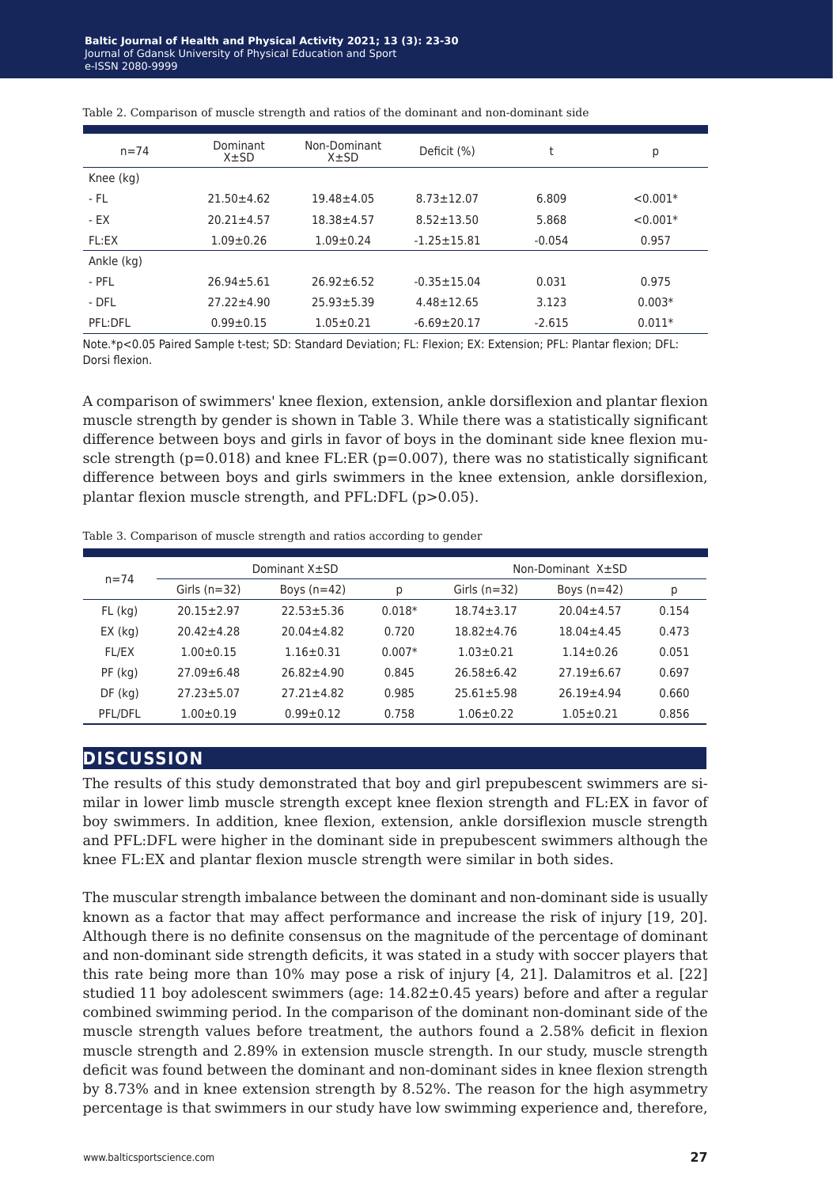Table 2. Comparison of muscle strength and ratios of the dominant and non-dominant side

| n=74 | Dominant X±SD | Non-Dominant X±SD | Deficit (%) | t | p |
|---|---|---|---|---|---|
| Knee (kg) | | | | | |
| - FL | 21.50±4.62 | 19.48±4.05 | 8.73±12.07 | 6.809 | <0.001* |
| - EX | 20.21±4.57 | 18.38±4.57 | 8.52±13.50 | 5.868 | <0.001* |
| FL:EX | 1.09±0.26 | 1.09±0.24 | -1.25±15.81 | -0.054 | 0.957 |
| Ankle (kg) | | | | | |
| - PFL | 26.94±5.61 | 26.92±6.52 | -0.35±15.04 | 0.031 | 0.975 |
| - DFL | 27.22±4.90 | 25.93±5.39 | 4.48±12.65 | 3.123 | 0.003* |
| PFL:DFL | 0.99±0.15 | 1.05±0.21 | -6.69±20.17 | -2.615 | 0.011* |

Note.*p<0.05 Paired Sample t-test; SD: Standard Deviation; FL: Flexion; EX: Extension; PFL: Plantar flexion; DFL: Dorsi flexion.

A comparison of swimmers' knee flexion, extension, ankle dorsiflexion and plantar flexion muscle strength by gender is shown in Table 3. While there was a statistically significant difference between boys and girls in favor of boys in the dominant side knee flexion muscle strength ($p=0.018$) and knee FL:ER ($p=0.007$), there was no statistically significant difference between boys and girls swimmers in the knee extension, ankle dorsiflexion, plantar flexion muscle strength, and PFL:DFL ($p>0.05$).

Table 3. Comparison of muscle strength and ratios according to gender

| n=74 | Dominant X±SD | | | Non-Dominant X±SD | | |
|---|---|---|---|---|---|---|
| | Girls (n=32) | Boys (n=42) | p | Girls (n=32) | Boys (n=42) | p |
| FL (kg) | 20.15±2.97 | 22.53±5.36 | 0.018* | 18.74±3.17 | 20.04±4.57 | 0.154 |
| EX (kg) | 20.42±4.28 | 20.04±4.82 | 0.720 | 18.82±4.76 | 18.04±4.45 | 0.473 |
| FL/EX | 1.00±0.15 | 1.16±0.31 | 0.007* | 1.03±0.21 | 1.14±0.26 | 0.051 |
| PF (kg) | 27.09±6.48 | 26.82±4.90 | 0.845 | 26.58±6.42 | 27.19±6.67 | 0.697 |
| DF (kg) | 27.23±5.07 | 27.21±4.82 | 0.985 | 25.61±5.98 | 26.19±4.94 | 0.660 |
| PFL/DFL | 1.00±0.19 | 0.99±0.12 | 0.758 | 1.06±0.22 | 1.05±0.21 | 0.856 |

## DISCUSSION

The results of this study demonstrated that boy and girl prepubescent swimmers are similar in lower limb muscle strength except knee flexion strength and FL:EX in favor of boy swimmers. In addition, knee flexion, extension, ankle dorsiflexion muscle strength and PFL:DFL were higher in the dominant side in prepubescent swimmers although the knee FL:EX and plantar flexion muscle strength were similar in both sides.

The muscular strength imbalance between the dominant and non-dominant side is usually known as a factor that may affect performance and increase the risk of injury [19, 20]. Although there is no definite consensus on the magnitude of the percentage of dominant and non-dominant side strength deficits, it was stated in a study with soccer players that this rate being more than 10% may pose a risk of injury [4, 21]. Dalamitros et al. [22] studied 11 boy adolescent swimmers (age: 14.82±0.45 years) before and after a regular combined swimming period. In the comparison of the dominant non-dominant side of the muscle strength values before treatment, the authors found a 2.58% deficit in flexion muscle strength and 2.89% in extension muscle strength. In our study, muscle strength deficit was found between the dominant and non-dominant sides in knee flexion strength by 8.73% and in knee extension strength by 8.52%. The reason for the high asymmetry percentage is that swimmers in our study have low swimming experience and, therefore,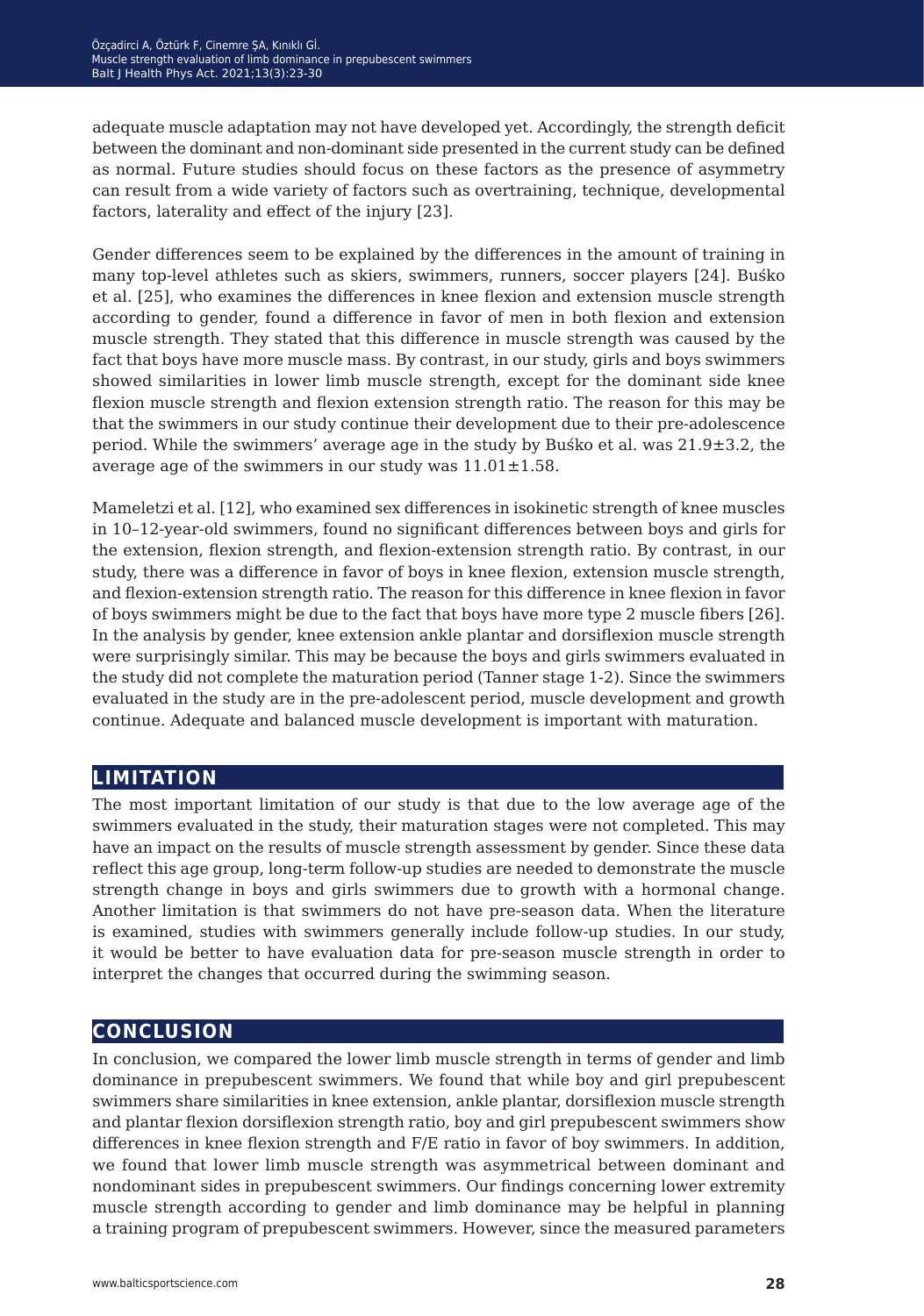adequate muscle adaptation may not have developed yet. Accordingly, the strength deficit between the dominant and non-dominant side presented in the current study can be defined as normal. Future studies should focus on these factors as the presence of asymmetry can result from a wide variety of factors such as overtraining, technique, developmental factors, laterality and effect of the injury [23].

Gender differences seem to be explained by the differences in the amount of training in many top-level athletes such as skiers, swimmers, runners, soccer players [24]. Buśko et al. [25], who examines the differences in knee flexion and extension muscle strength according to gender, found a difference in favor of men in both flexion and extension muscle strength. They stated that this difference in muscle strength was caused by the fact that boys have more muscle mass. By contrast, in our study, girls and boys swimmers showed similarities in lower limb muscle strength, except for the dominant side knee flexion muscle strength and flexion extension strength ratio. The reason for this may be that the swimmers in our study continue their development due to their pre-adolescence period. While the swimmers' average age in the study by Buśko et al. was 21.9±3.2, the average age of the swimmers in our study was 11.01±1.58.

Mameletzi et al. [12], who examined sex differences in isokinetic strength of knee muscles in 10–12-year-old swimmers, found no significant differences between boys and girls for the extension, flexion strength, and flexion-extension strength ratio. By contrast, in our study, there was a difference in favor of boys in knee flexion, extension muscle strength, and flexion-extension strength ratio. The reason for this difference in knee flexion in favor of boys swimmers might be due to the fact that boys have more type 2 muscle fibers [26]. In the analysis by gender, knee extension ankle plantar and dorsiflexion muscle strength were surprisingly similar. This may be because the boys and girls swimmers evaluated in the study did not complete the maturation period (Tanner stage 1-2). Since the swimmers evaluated in the study are in the pre-adolescent period, muscle development and growth continue. Adequate and balanced muscle development is important with maturation.

## LIMITATION

The most important limitation of our study is that due to the low average age of the swimmers evaluated in the study, their maturation stages were not completed. This may have an impact on the results of muscle strength assessment by gender. Since these data reflect this age group, long-term follow-up studies are needed to demonstrate the muscle strength change in boys and girls swimmers due to growth with a hormonal change. Another limitation is that swimmers do not have pre-season data. When the literature is examined, studies with swimmers generally include follow-up studies. In our study, it would be better to have evaluation data for pre-season muscle strength in order to interpret the changes that occurred during the swimming season.

## CONCLUSION

In conclusion, we compared the lower limb muscle strength in terms of gender and limb dominance in prepubescent swimmers. We found that while boy and girl prepubescent swimmers share similarities in knee extension, ankle plantar, dorsiflexion muscle strength and plantar flexion dorsiflexion strength ratio, boy and girl prepubescent swimmers show differences in knee flexion strength and F/E ratio in favor of boy swimmers. In addition, we found that lower limb muscle strength was asymmetrical between dominant and nondominant sides in prepubescent swimmers. Our findings concerning lower extremity muscle strength according to gender and limb dominance may be helpful in planning a training program of prepubescent swimmers. However, since the measured parameters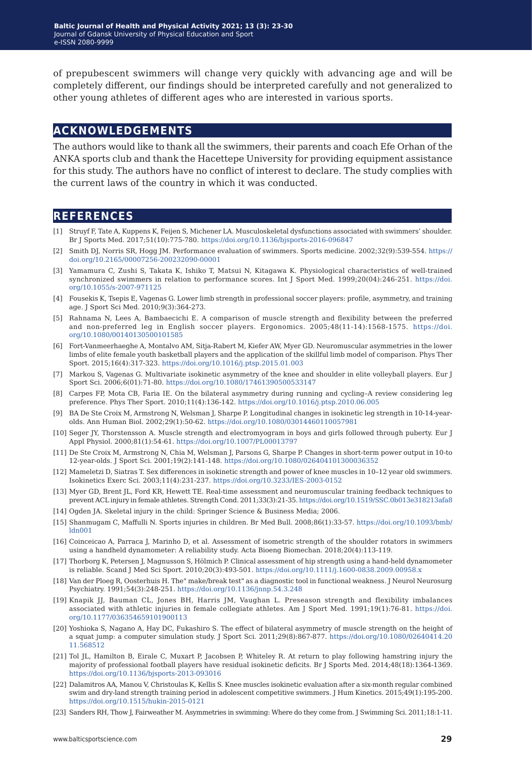of prepubescent swimmers will change very quickly with advancing age and will be completely different, our findings should be interpreted carefully and not generalized to other young athletes of different ages who are interested in various sports.

## ACKNOWLEDGEMENTS

The authors would like to thank all the swimmers, their parents and coach Efe Orhan of the ANKA sports club and thank the Hacettepe University for providing equipment assistance for this study. The authors have no conflict of interest to declare. The study complies with the current laws of the country in which it was conducted.

## REFERENCES

[1] Struyf F, Tate A, Kuppens K, Feijen S, Michener LA. Musculoskeletal dysfunctions associated with swimmers' shoulder. Br J Sports Med. 2017;51(10):775-780. https://doi.org/10.1136/bjsports-2016-096847

[2] Smith DJ, Norris SR, Hogg JM. Performance evaluation of swimmers. Sports medicine. 2002;32(9):539-554. https://doi.org/10.2165/00007256-200232090-00001

[3] Yamamura C, Zushi S, Takata K, Ishiko T, Matsui N, Kitagawa K. Physiological characteristics of well-trained synchronized swimmers in relation to performance scores. Int J Sport Med. 1999;20(04):246-251. https://doi.org/10.1055/s-2007-971125

[4] Fousekis K, Tsepis E, Vagenas G. Lower limb strength in professional soccer players: profile, asymmetry, and training age. J Sport Sci Med. 2010;9(3):364-273.

[5] Rahnama N, Lees A, Bambaecichi E. A comparison of muscle strength and flexibility between the preferred and non-preferred leg in English soccer players. Ergonomics. 2005;48(11-14):1568-1575. https://doi.org/10.1080/00140130500101585

[6] Fort-Vanmeerhaeghe A, Montalvo AM, Sitja-Rabert M, Kiefer AW, Myer GD. Neuromuscular asymmetries in the lower limbs of elite female youth basketball players and the application of the skillful limb model of comparison. Phys Ther Sport. 2015;16(4):317-323. https://doi.org/10.1016/j.ptsp.2015.01.003

[7] Markou S, Vagenas G. Multivariate isokinetic asymmetry of the knee and shoulder in elite volleyball players. Eur J Sport Sci. 2006;6(01):71-80. https://doi.org/10.1080/17461390500533147

[8] Carpes FP, Mota CB, Faria IE. On the bilateral asymmetry during running and cycling–A review considering leg preference. Phys Ther Sport. 2010;11(4):136-142. https://doi.org/10.1016/j.ptsp.2010.06.005

[9] BA De Ste Croix M, Armstrong N, Welsman J, Sharpe P. Longitudinal changes in isokinetic leg strength in 10-14-year-olds. Ann Human Biol. 2002;29(1):50-62. https://doi.org/10.1080/03014460110057981

[10] Seger JY, Thorstensson A. Muscle strength and electromyogram in boys and girls followed through puberty. Eur J Appl Physiol. 2000;81(1):54-61. https://doi.org/10.1007/PL00013797

[11] De Ste Croix M, Armstrong N, Chia M, Welsman J, Parsons G, Sharpe P. Changes in short-term power output in 10-to 12-year-olds. J Sport Sci. 2001;19(2):141-148. https://doi.org/10.1080/026404101300036352

[12] Mameletzi D, Siatras T. Sex differences in isokinetic strength and power of knee muscles in 10–12 year old swimmers. Isokinetics Exerc Sci. 2003;11(4):231-237. https://doi.org/10.3233/IES-2003-0152

[13] Myer GD, Brent JL, Ford KR, Hewett TE. Real-time assessment and neuromuscular training feedback techniques to prevent ACL injury in female athletes. Strength Cond. 2011;33(3):21-35. https://doi.org/10.1519/SSC.0b013e318213afa8

[14] Ogden JA. Skeletal injury in the child: Springer Science & Business Media; 2006.

[15] Shanmugam C, Maffulli N. Sports injuries in children. Br Med Bull. 2008;86(1):33-57. https://doi.org/10.1093/bmb/ldn001

[16] Coinceicao A, Parraca J, Marinho D, et al. Assessment of isometric strength of the shoulder rotators in swimmers using a handheld dynamometer: A reliability study. Acta Bioeng Biomechan. 2018;20(4):113-119.

[17] Thorborg K, Petersen J, Magnusson S, Hölmich P. Clinical assessment of hip strength using a hand-held dynamometer is reliable. Scand J Med Sci Sport. 2010;20(3):493-501. https://doi.org/10.1111/j.1600-0838.2009.00958.x

[18] Van der Ploeg R, Oosterhuis H. The" make/break test" as a diagnostic tool in functional weakness. J Neurol Neurosurg Psychiatry. 1991;54(3):248-251. https://doi.org/10.1136/jnnp.54.3.248

[19] Knapik JJ, Bauman CL, Jones BH, Harris JM, Vaughan L. Preseason strength and flexibility imbalances associated with athletic injuries in female collegiate athletes. Am J Sport Med. 1991;19(1):76-81. https://doi.org/10.1177/036354659101900113

[20] Yoshioka S, Nagano A, Hay DC, Fukashiro S. The effect of bilateral asymmetry of muscle strength on the height of a squat jump: a computer simulation study. J Sport Sci. 2011;29(8):867-877. https://doi.org/10.1080/02640414.2011.568512

[21] Tol JL, Hamilton B, Eirale C, Muxart P, Jacobsen P, Whiteley R. At return to play following hamstring injury the majority of professional football players have residual isokinetic deficits. Br J Sports Med. 2014;48(18):1364-1369. https://doi.org/10.1136/bjsports-2013-093016

[22] Dalamitros AA, Manou V, Christoulas K, Kellis S. Knee muscles isokinetic evaluation after a six-month regular combined swim and dry-land strength training period in adolescent competitive swimmers. J Hum Kinetics. 2015;49(1):195-200. https://doi.org/10.1515/hukin-2015-0121

[23] Sanders RH, Thow J, Fairweather M. Asymmetries in swimming: Where do they come from. J Swimming Sci. 2011;18:1-11.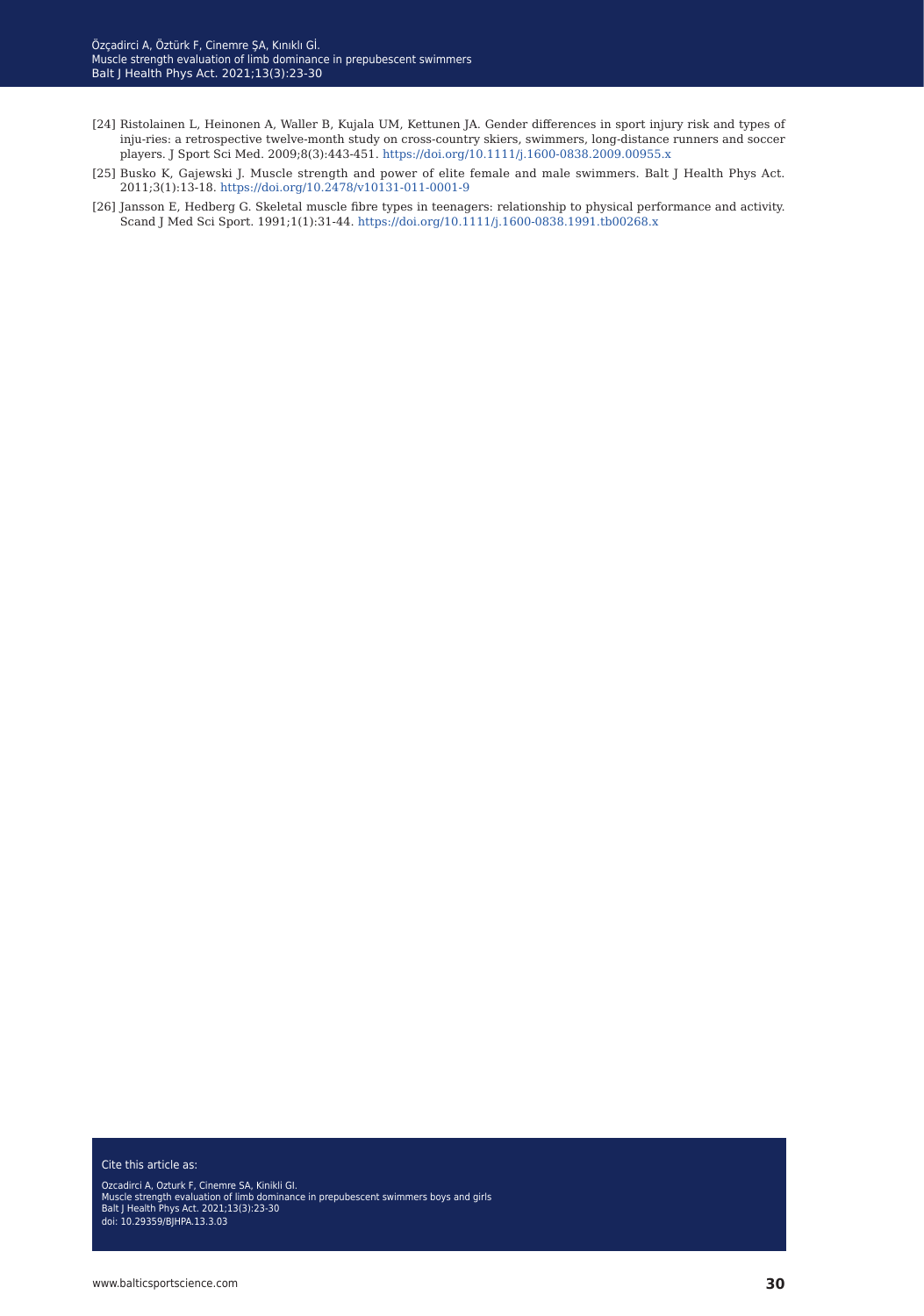[24] Ristolainen L, Heinonen A, Waller B, Kujala UM, Kettunen JA. Gender differences in sport injury risk and types of inju-ries: a retrospective twelve-month study on cross-country skiers, swimmers, long-distance runners and soccer players. J Sport Sci Med. 2009;8(3):443-451. https://doi.org/10.1111/j.1600-0838.2009.00955.x

[25] Busko K, Gajewski J. Muscle strength and power of elite female and male swimmers. Balt J Health Phys Act. 2011;3(1):13-18. https://doi.org/10.2478/v10131-011-0001-9

[26] Jansson E, Hedberg G. Skeletal muscle fibre types in teenagers: relationship to physical performance and activity. Scand J Med Sci Sport. 1991;1(1):31-44. https://doi.org/10.1111/j.1600-0838.1991.tb00268.x

Cite this article as:

Ozcadirci A, Ozturk F, Cinemre SA, Kinikli GI.
Muscle strength evaluation of limb dominance in prepubescent swimmers boys and girls
Balt J Health Phys Act. 2021;13(3):23-30
doi: 10.29359/BJHPA.13.3.03